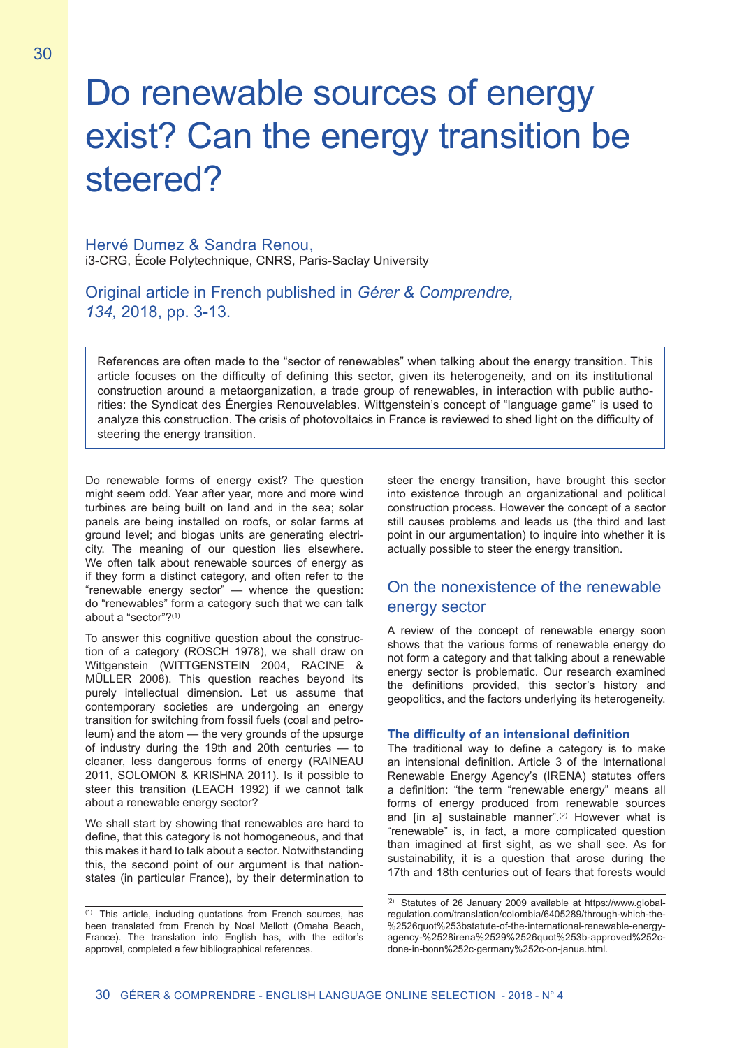# Do renewable sources of energy exist? Can the energy transition be steered?

Hervé Dumez & Sandra Renou,
i3-CRG, École Polytechnique, CNRS, Paris-Saclay University

Original article in French published in *Gérer & Comprendre, 134,* 2018, pp. 3-13.

> References are often made to the "sector of renewables" when talking about the energy transition. This article focuses on the difficulty of defining this sector, given its heterogeneity, and on its institutional construction around a metaorganization, a trade group of renewables, in interaction with public authorities: the Syndicat des Énergies Renouvelables. Wittgenstein's concept of "language game" is used to analyze this construction. The crisis of photovoltaics in France is reviewed to shed light on the difficulty of steering the energy transition.

Do renewable forms of energy exist? The question might seem odd. Year after year, more and more wind turbines are being built on land and in the sea; solar panels are being installed on roofs, or solar farms at ground level; and biogas units are generating electricity. The meaning of our question lies elsewhere. We often talk about renewable sources of energy as if they form a distinct category, and often refer to the "renewable energy sector" — whence the question: do "renewables" form a category such that we can talk about a "sector"?[1]

To answer this cognitive question about the construction of a category (ROSCH 1978), we shall draw on Wittgenstein (WITTGENSTEIN 2004, RACINE & MÜLLER 2008). This question reaches beyond its purely intellectual dimension. Let us assume that contemporary societies are undergoing an energy transition for switching from fossil fuels (coal and petroleum) and the atom — the very grounds of the upsurge of industry during the 19th and 20th centuries — to cleaner, less dangerous forms of energy (RAINEAU 2011, SOLOMON & KRISHNA 2011). Is it possible to steer this transition (LEACH 1992) if we cannot talk about a renewable energy sector?

We shall start by showing that renewables are hard to define, that this category is not homogeneous, and that this makes it hard to talk about a sector. Notwithstanding this, the second point of our argument is that nation-states (in particular France), by their determination to steer the energy transition, have brought this sector into existence through an organizational and political construction process. However the concept of a sector still causes problems and leads us (the third and last point in our argumentation) to inquire into whether it is actually possible to steer the energy transition.

## On the nonexistence of the renewable energy sector

A review of the concept of renewable energy soon shows that the various forms of renewable energy do not form a category and that talking about a renewable energy sector is problematic. Our research examined the definitions provided, this sector's history and geopolitics, and the factors underlying its heterogeneity.

### The difficulty of an intensional definition

The traditional way to define a category is to make an intensional definition. Article 3 of the International Renewable Energy Agency's (IRENA) statutes offers a definition: "the term "renewable energy" means all forms of energy produced from renewable sources and [in a] sustainable manner".[2] However what is "renewable" is, in fact, a more complicated question than imagined at first sight, as we shall see. As for sustainability, it is a question that arose during the 17th and 18th centuries out of fears that forests would

---

[1] This article, including quotations from French sources, has been translated from French by Noal Mellott (Omaha Beach, France). The translation into English has, with the editor's approval, completed a few bibliographical references.

[2] Statutes of 26 January 2009 available at https://www.global-regulation.com/translation/colombia/6405289/through-which-the-%2526quot%253bstatute-of-the-international-renewable-energy-agency-%2528irena%2529%2526quot%253b-approved%252c-done-in-bonn%252c-germany%252c-on-janua.html.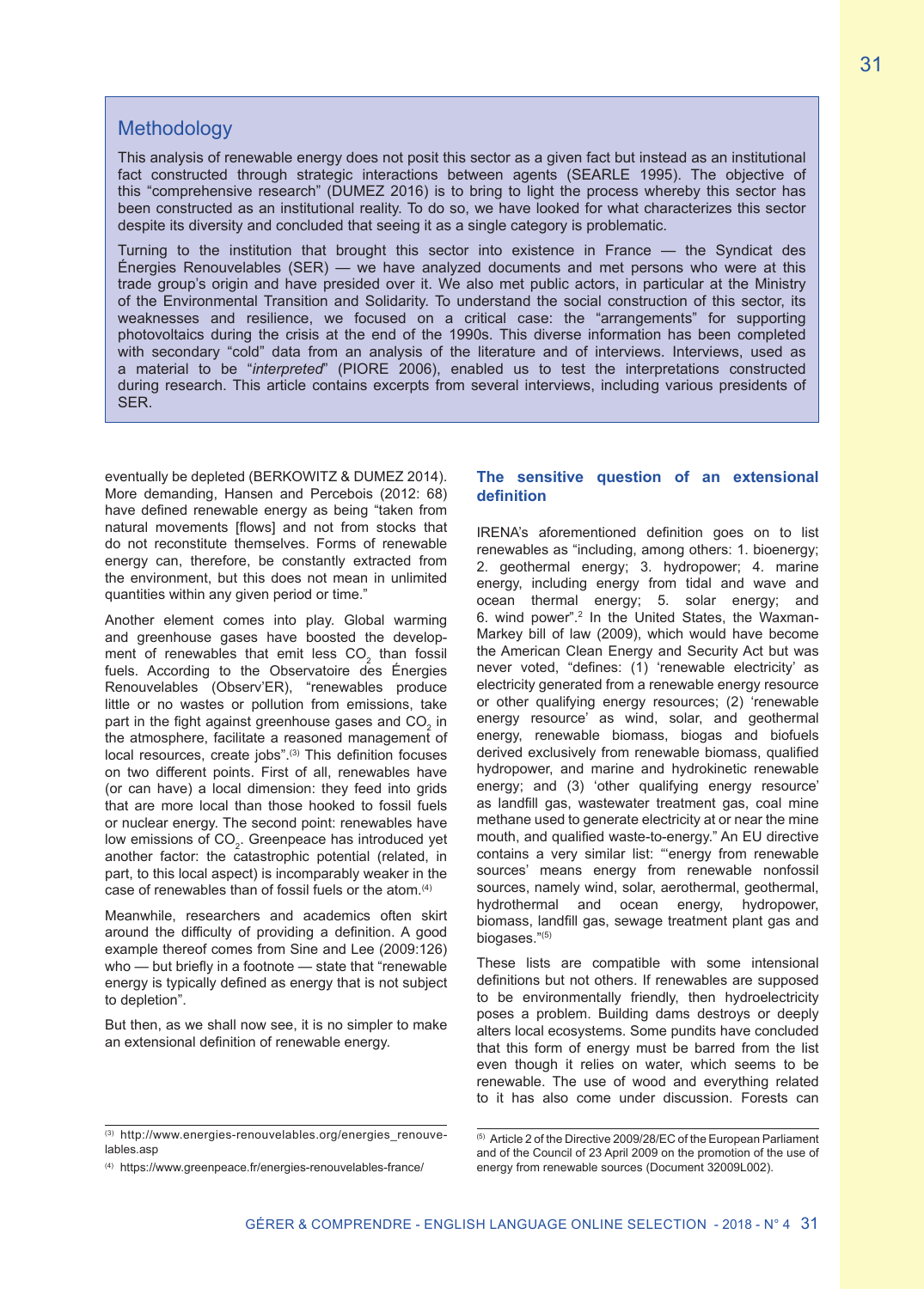## Methodology

This analysis of renewable energy does not posit this sector as a given fact but instead as an institutional fact constructed through strategic interactions between agents (SEARLE 1995). The objective of this "comprehensive research" (DUMEZ 2016) is to bring to light the process whereby this sector has been constructed as an institutional reality. To do so, we have looked for what characterizes this sector despite its diversity and concluded that seeing it as a single category is problematic.

Turning to the institution that brought this sector into existence in France — the Syndicat des Énergies Renouvelables (SER) — we have analyzed documents and met persons who were at this trade group's origin and have presided over it. We also met public actors, in particular at the Ministry of the Environmental Transition and Solidarity. To understand the social construction of this sector, its weaknesses and resilience, we focused on a critical case: the "arrangements" for supporting photovoltaics during the crisis at the end of the 1990s. This diverse information has been completed with secondary "cold" data from an analysis of the literature and of interviews. Interviews, used as a material to be "*interpreted*" (PIORE 2006), enabled us to test the interpretations constructed during research. This article contains excerpts from several interviews, including various presidents of SER.

eventually be depleted (BERKOWITZ & DUMEZ 2014). More demanding, Hansen and Percebois (2012: 68) have defined renewable energy as being "taken from natural movements [flows] and not from stocks that do not reconstitute themselves. Forms of renewable energy can, therefore, be constantly extracted from the environment, but this does not mean in unlimited quantities within any given period or time."

Another element comes into play. Global warming and greenhouse gases have boosted the development of renewables that emit less $CO_2$ than fossil fuels. According to the Observatoire des Énergies Renouvelables (Observ'ER), "renewables produce little or no wastes or pollution from emissions, take part in the fight against greenhouse gases and $CO_2$ in the atmosphere, facilitate a reasoned management of local resources, create jobs".[3] This definition focuses on two different points. First of all, renewables have (or can have) a local dimension: they feed into grids that are more local than those hooked to fossil fuels or nuclear energy. The second point: renewables have low emissions of $CO_2$. Greenpeace has introduced yet another factor: the catastrophic potential (related, in part, to this local aspect) is incomparably weaker in the case of renewables than of fossil fuels or the atom.[4]

Meanwhile, researchers and academics often skirt around the difficulty of providing a definition. A good example thereof comes from Sine and Lee (2009:126) who — but briefly in a footnote — state that "renewable energy is typically defined as energy that is not subject to depletion".

But then, as we shall now see, it is no simpler to make an extensional definition of renewable energy.

### The sensitive question of an extensional definition

IRENA's aforementioned definition goes on to list renewables as "including, among others: 1. bioenergy; 2. geothermal energy; 3. hydropower; 4. marine energy, including energy from tidal and wave and ocean thermal energy; 5. solar energy; and 6. wind power".[2] In the United States, the Waxman-Markey bill of law (2009), which would have become the American Clean Energy and Security Act but was never voted, "defines: (1) 'renewable electricity' as electricity generated from a renewable energy resource or other qualifying energy resources; (2) 'renewable energy resource' as wind, solar, and geothermal energy, renewable biomass, biogas and biofuels derived exclusively from renewable biomass, qualified hydropower, and marine and hydrokinetic renewable energy; and (3) 'other qualifying energy resource' as landfill gas, wastewater treatment gas, coal mine methane used to generate electricity at or near the mine mouth, and qualified waste-to-energy." An EU directive contains a very similar list: "'energy from renewable sources' means energy from renewable nonfossil sources, namely wind, solar, aerothermal, geothermal, hydrothermal and ocean energy, hydropower, biomass, landfill gas, sewage treatment plant gas and biogases."[5]

These lists are compatible with some intensional definitions but not others. If renewables are supposed to be environmentally friendly, then hydroelectricity poses a problem. Building dams destroys or deeply alters local ecosystems. Some pundits have concluded that this form of energy must be barred from the list even though it relies on water, which seems to be renewable. The use of wood and everything related to it has also come under discussion. Forests can

[3] http://www.energies-renouvelables.org/energies_renouvelables.asp

[4] https://www.greenpeace.fr/energies-renouvelables-france/

[5] Article 2 of the Directive 2009/28/EC of the European Parliament and of the Council of 23 April 2009 on the promotion of the use of energy from renewable sources (Document 32009L002).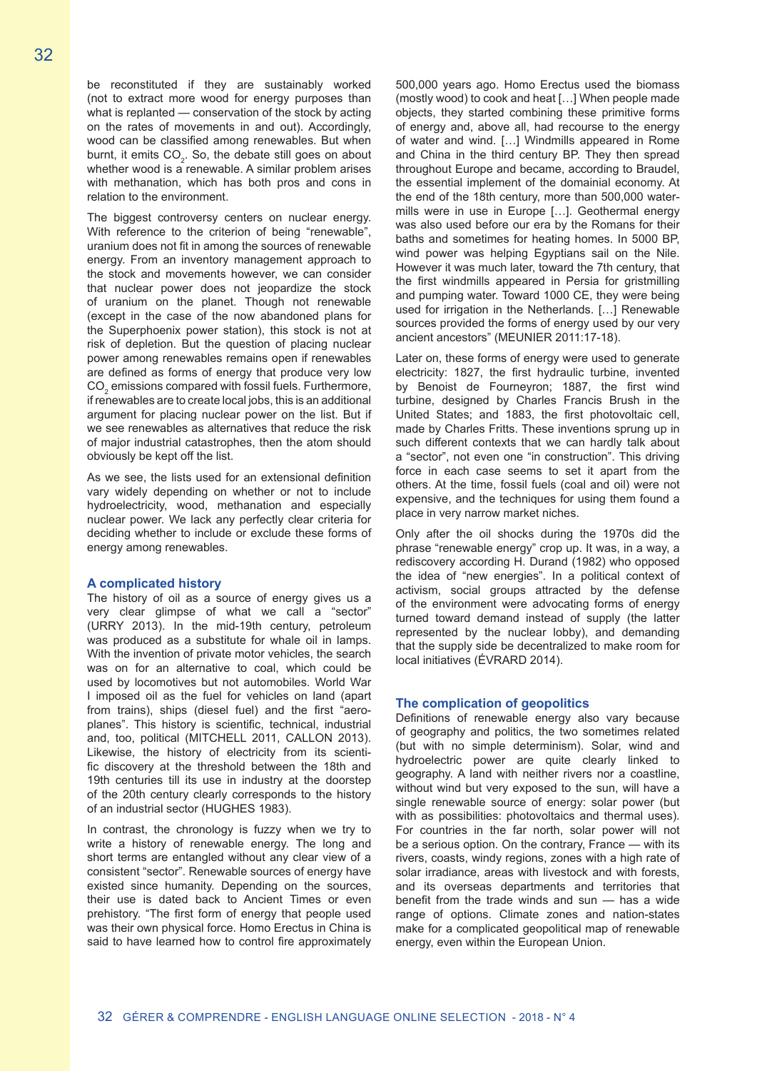be reconstituted if they are sustainably worked (not to extract more wood for energy purposes than what is replanted — conservation of the stock by acting on the rates of movements in and out). Accordingly, wood can be classified among renewables. But when burnt, it emits $CO_2$. So, the debate still goes on about whether wood is a renewable. A similar problem arises with methanation, which has both pros and cons in relation to the environment.

The biggest controversy centers on nuclear energy. With reference to the criterion of being "renewable", uranium does not fit in among the sources of renewable energy. From an inventory management approach to the stock and movements however, we can consider that nuclear power does not jeopardize the stock of uranium on the planet. Though not renewable (except in the case of the now abandoned plans for the Superphoenix power station), this stock is not at risk of depletion. But the question of placing nuclear power among renewables remains open if renewables are defined as forms of energy that produce very low $CO_2$ emissions compared with fossil fuels. Furthermore, if renewables are to create local jobs, this is an additional argument for placing nuclear power on the list. But if we see renewables as alternatives that reduce the risk of major industrial catastrophes, then the atom should obviously be kept off the list.

As we see, the lists used for an extensional definition vary widely depending on whether or not to include hydroelectricity, wood, methanation and especially nuclear power. We lack any perfectly clear criteria for deciding whether to include or exclude these forms of energy among renewables.

## A complicated history

The history of oil as a source of energy gives us a very clear glimpse of what we call a "sector" (URRY 2013). In the mid-19th century, petroleum was produced as a substitute for whale oil in lamps. With the invention of private motor vehicles, the search was on for an alternative to coal, which could be used by locomotives but not automobiles. World War I imposed oil as the fuel for vehicles on land (apart from trains), ships (diesel fuel) and the first "aero-planes". This history is scientific, technical, industrial and, too, political (MITCHELL 2011, CALLON 2013). Likewise, the history of electricity from its scientific discovery at the threshold between the 18th and 19th centuries till its use in industry at the doorstep of the 20th century clearly corresponds to the history of an industrial sector (HUGHES 1983).

In contrast, the chronology is fuzzy when we try to write a history of renewable energy. The long and short terms are entangled without any clear view of a consistent "sector". Renewable sources of energy have existed since humanity. Depending on the sources, their use is dated back to Ancient Times or even prehistory. "The first form of energy that people used was their own physical force. Homo Erectus in China is said to have learned how to control fire approximately 500,000 years ago. Homo Erectus used the biomass (mostly wood) to cook and heat […] When people made objects, they started combining these primitive forms of energy and, above all, had recourse to the energy of water and wind. […] Windmills appeared in Rome and China in the third century BP. They then spread throughout Europe and became, according to Braudel, the essential implement of the domainial economy. At the end of the 18th century, more than 500,000 water-mills were in use in Europe […]. Geothermal energy was also used before our era by the Romans for their baths and sometimes for heating homes. In 5000 BP, wind power was helping Egyptians sail on the Nile. However it was much later, toward the 7th century, that the first windmills appeared in Persia for gristmilling and pumping water. Toward 1000 CE, they were being used for irrigation in the Netherlands. […] Renewable sources provided the forms of energy used by our very ancient ancestors" (MEUNIER 2011:17-18).

Later on, these forms of energy were used to generate electricity: 1827, the first hydraulic turbine, invented by Benoist de Fourneyron; 1887, the first wind turbine, designed by Charles Francis Brush in the United States; and 1883, the first photovoltaic cell, made by Charles Fritts. These inventions sprung up in such different contexts that we can hardly talk about a "sector", not even one "in construction". This driving force in each case seems to set it apart from the others. At the time, fossil fuels (coal and oil) were not expensive, and the techniques for using them found a place in very narrow market niches.

Only after the oil shocks during the 1970s did the phrase "renewable energy" crop up. It was, in a way, a rediscovery according H. Durand (1982) who opposed the idea of "new energies". In a political context of activism, social groups attracted by the defense of the environment were advocating forms of energy turned toward demand instead of supply (the latter represented by the nuclear lobby), and demanding that the supply side be decentralized to make room for local initiatives (ÉVRARD 2014).

## The complication of geopolitics

Definitions of renewable energy also vary because of geography and politics, the two sometimes related (but with no simple determinism). Solar, wind and hydroelectric power are quite clearly linked to geography. A land with neither rivers nor a coastline, without wind but very exposed to the sun, will have a single renewable source of energy: solar power (but with as possibilities: photovoltaics and thermal uses). For countries in the far north, solar power will not be a serious option. On the contrary, France — with its rivers, coasts, windy regions, zones with a high rate of solar irradiance, areas with livestock and with forests, and its overseas departments and territories that benefit from the trade winds and sun — has a wide range of options. Climate zones and nation-states make for a complicated geopolitical map of renewable energy, even within the European Union.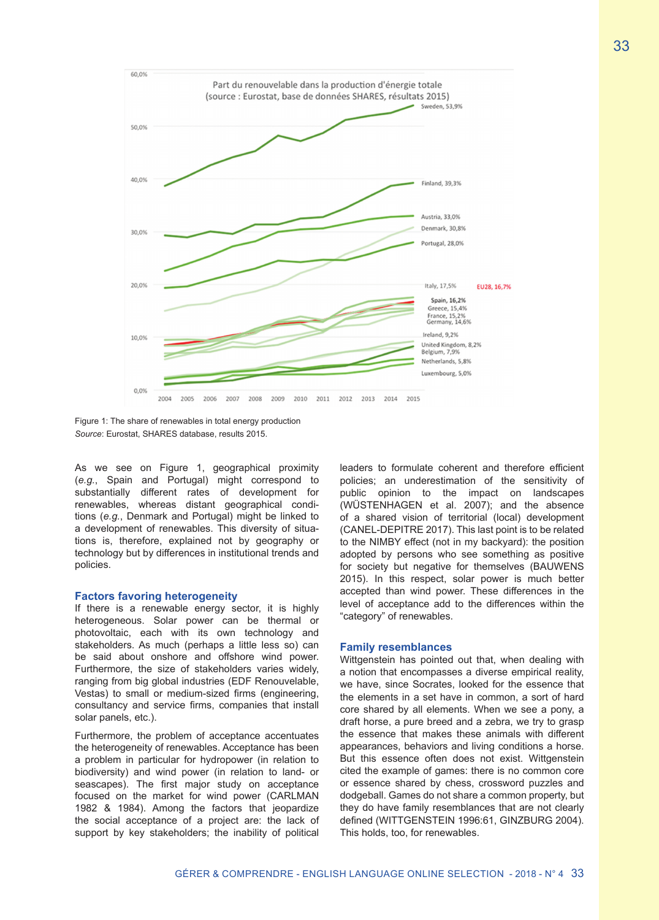Figure 1: The share of renewables in total energy production
*Source*: Eurostat, SHARES database, results 2015.

As we see on Figure 1, geographical proximity (*e.g.*, Spain and Portugal) might correspond to substantially different rates of development for renewables, whereas distant geographical conditions (*e.g.*, Denmark and Portugal) might be linked to a development of renewables. This diversity of situations is, therefore, explained not by geography or technology but by differences in institutional trends and policies.

## Factors favoring heterogeneity

If there is a renewable energy sector, it is highly heterogeneous. Solar power can be thermal or photovoltaic, each with its own technology and stakeholders. As much (perhaps a little less so) can be said about onshore and offshore wind power. Furthermore, the size of stakeholders varies widely, ranging from big global industries (EDF Renouvelable, Vestas) to small or medium-sized firms (engineering, consultancy and service firms, companies that install solar panels, etc.).

Furthermore, the problem of acceptance accentuates the heterogeneity of renewables. Acceptance has been a problem in particular for hydropower (in relation to biodiversity) and wind power (in relation to land- or seascapes). The first major study on acceptance focused on the market for wind power (CARLMAN 1982 & 1984). Among the factors that jeopardize the social acceptance of a project are: the lack of support by key stakeholders; the inability of political leaders to formulate coherent and therefore efficient policies; an underestimation of the sensitivity of public opinion to the impact on landscapes (WÜSTENHAGEN et al. 2007); and the absence of a shared vision of territorial (local) development (CANEL-DEPITRE 2017). This last point is to be related to the NIMBY effect (not in my backyard): the position adopted by persons who see something as positive for society but negative for themselves (BAUWENS 2015). In this respect, solar power is much better accepted than wind power. These differences in the level of acceptance add to the differences within the "category" of renewables.

## Family resemblances

Wittgenstein has pointed out that, when dealing with a notion that encompasses a diverse empirical reality, we have, since Socrates, looked for the essence that the elements in a set have in common, a sort of hard core shared by all elements. When we see a pony, a draft horse, a pure breed and a zebra, we try to grasp the essence that makes these animals with different appearances, behaviors and living conditions a horse. But this essence often does not exist. Wittgenstein cited the example of games: there is no common core or essence shared by chess, crossword puzzles and dodgeball. Games do not share a common property, but they do have family resemblances that are not clearly defined (WITTGENSTEIN 1996:61, GINZBURG 2004). This holds, too, for renewables.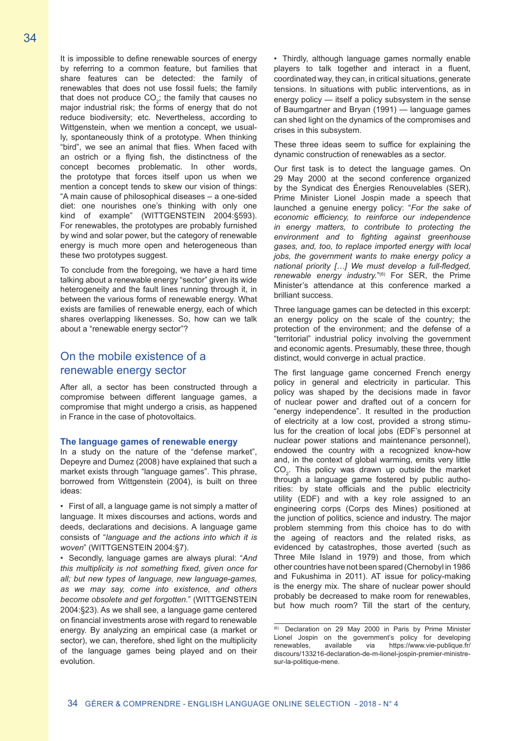It is impossible to define renewable sources of energy by referring to a common feature, but families that share features can be detected: the family of renewables that does not use fossil fuels; the family that does not produce $CO_2$; the family that causes no major industrial risk; the forms of energy that do not reduce biodiversity; etc. Nevertheless, according to Wittgenstein, when we mention a concept, we usually, spontaneously think of a prototype. When thinking "bird", we see an animal that flies. When faced with an ostrich or a flying fish, the distinctness of the concept becomes problematic. In other words, the prototype that forces itself upon us when we mention a concept tends to skew our vision of things: "A main cause of philosophical diseases – a one-sided diet: one nourishes one's thinking with only one kind of example" (WITTGENSTEIN 2004:§593). For renewables, the prototypes are probably furnished by wind and solar power, but the category of renewable energy is much more open and heterogeneous than these two prototypes suggest.

To conclude from the foregoing, we have a hard time talking about a renewable energy "sector" given its wide heterogeneity and the fault lines running through it, in between the various forms of renewable energy. What exists are families of renewable energy, each of which shares overlapping likenesses. So, how can we talk about a "renewable energy sector"?

## On the mobile existence of a renewable energy sector

After all, a sector has been constructed through a compromise between different language games, a compromise that might undergo a crisis, as happened in France in the case of photovoltaics.

### The language games of renewable energy

In a study on the nature of the "defense market", Depeyre and Dumez (2008) have explained that such a market exists through "language games". This phrase, borrowed from Wittgenstein (2004), is built on three ideas:

- First of all, a language game is not simply a matter of language. It mixes discourses and actions, words and deeds, declarations and decisions. A language game consists of "*language and the actions into which it is woven*" (WITTGENSTEIN 2004:§7).
- Secondly, language games are always plural: "*And this multiplicity is not something fixed, given once for all; but new types of language, new language-games, as we may say, come into existence, and others become obsolete and get forgotten.*" (WITTGENSTEIN 2004:§23). As we shall see, a language game centered on financial investments arose with regard to renewable energy. By analyzing an empirical case (a market or sector), we can, therefore, shed light on the multiplicity of the language games being played and on their evolution.
- Thirdly, although language games normally enable players to talk together and interact in a fluent, coordinated way, they can, in critical situations, generate tensions. In situations with public interventions, as in energy policy — itself a policy subsystem in the sense of Baumgartner and Bryan (1991) — language games can shed light on the dynamics of the compromises and crises in this subsystem.

These three ideas seem to suffice for explaining the dynamic construction of renewables as a sector.

Our first task is to detect the language games. On 29 May 2000 at the second conference organized by the Syndicat des Énergies Renouvelables (SER), Prime Minister Lionel Jospin made a speech that launched a genuine energy policy: "*For the sake of economic efficiency, to reinforce our independence in energy matters, to contribute to protecting the environment and to fighting against greenhouse gases, and, too, to replace imported energy with local jobs, the government wants to make energy policy a national priority […] We must develop a full-fledged, renewable energy industry.*"[6] For SER, the Prime Minister's attendance at this conference marked a brilliant success.

Three language games can be detected in this excerpt: an energy policy on the scale of the country; the protection of the environment; and the defense of a "territorial" industrial policy involving the government and economic agents. Presumably, these three, though distinct, would converge in actual practice.

The first language game concerned French energy policy in general and electricity in particular. This policy was shaped by the decisions made in favor of nuclear power and drafted out of a concern for "energy independence". It resulted in the production of electricity at a low cost, provided a strong stimulus for the creation of local jobs (EDF's personnel at nuclear power stations and maintenance personnel), endowed the country with a recognized know-how and, in the context of global warming, emits very little $CO_2$. This policy was drawn up outside the market through a language game fostered by public authorities: by state officials and the public electricity utility (EDF) and with a key role assigned to an engineering corps (Corps des Mines) positioned at the junction of politics, science and industry. The major problem stemming from this choice has to do with the ageing of reactors and the related risks, as evidenced by catastrophes, those averted (such as Three Mile Island in 1979) and those, from which other countries have not been spared (Chernobyl in 1986 and Fukushima in 2011). AT issue for policy-making is the energy mix. The share of nuclear power should probably be decreased to make room for renewables, but how much room? Till the start of the century,

---

[6] Declaration on 29 May 2000 in Paris by Prime Minister Lionel Jospin on the government's policy for developing renewables, available via https://www.vie-publique.fr/discours/133216-declaration-de-m-lionel-jospin-premier-ministre-sur-la-politique-mene.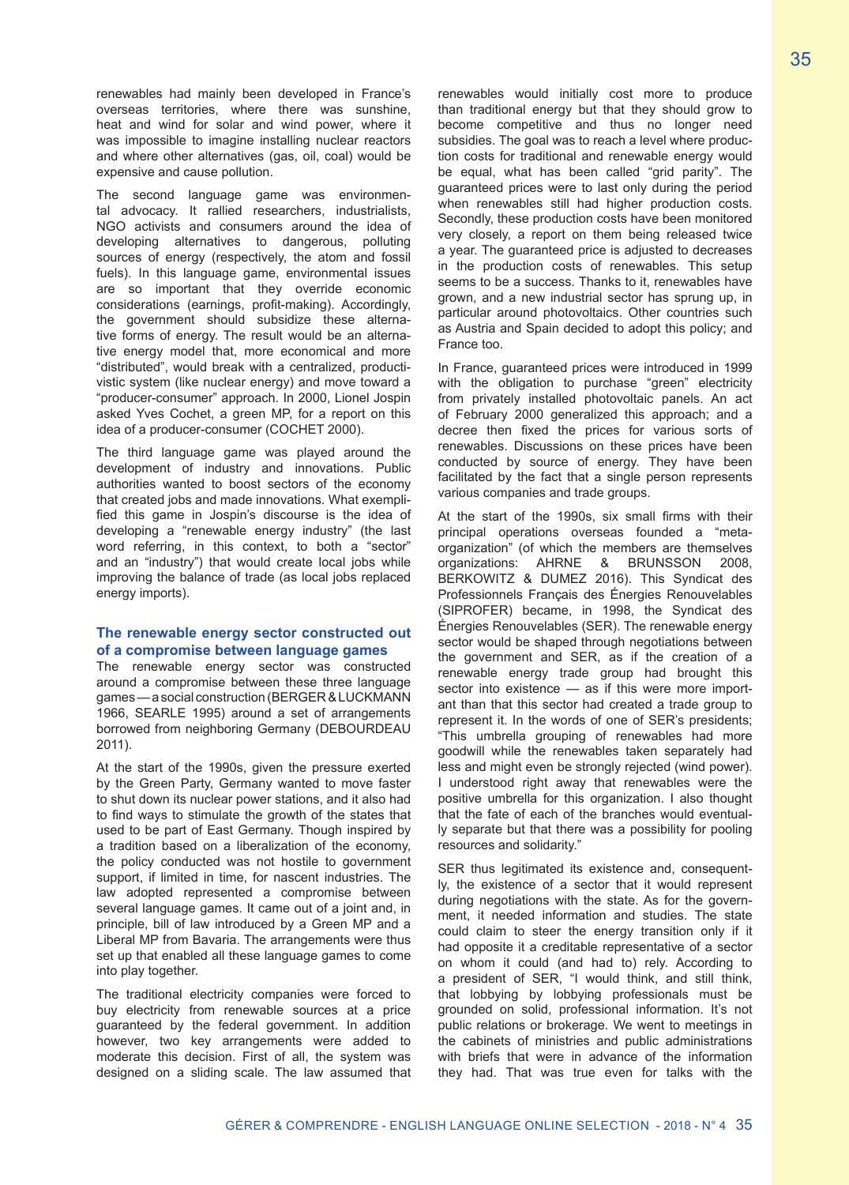renewables had mainly been developed in France's overseas territories, where there was sunshine, heat and wind for solar and wind power, where it was impossible to imagine installing nuclear reactors and where other alternatives (gas, oil, coal) would be expensive and cause pollution.

The second language game was environmental advocacy. It rallied researchers, industrialists, NGO activists and consumers around the idea of developing alternatives to dangerous, polluting sources of energy (respectively, the atom and fossil fuels). In this language game, environmental issues are so important that they override economic considerations (earnings, profit-making). Accordingly, the government should subsidize these alternative forms of energy. The result would be an alternative energy model that, more economical and more "distributed", would break with a centralized, productivistic system (like nuclear energy) and move toward a "producer-consumer" approach. In 2000, Lionel Jospin asked Yves Cochet, a green MP, for a report on this idea of a producer-consumer (COCHET 2000).

The third language game was played around the development of industry and innovations. Public authorities wanted to boost sectors of the economy that created jobs and made innovations. What exemplified this game in Jospin's discourse is the idea of developing a "renewable energy industry" (the last word referring, in this context, to both a "sector" and an "industry") that would create local jobs while improving the balance of trade (as local jobs replaced energy imports).

## The renewable energy sector constructed out of a compromise between language games

The renewable energy sector was constructed around a compromise between these three language games — a social construction (BERGER & LUCKMANN 1966, SEARLE 1995) around a set of arrangements borrowed from neighboring Germany (DEBOURDEAU 2011).

At the start of the 1990s, given the pressure exerted by the Green Party, Germany wanted to move faster to shut down its nuclear power stations, and it also had to find ways to stimulate the growth of the states that used to be part of East Germany. Though inspired by a tradition based on a liberalization of the economy, the policy conducted was not hostile to government support, if limited in time, for nascent industries. The law adopted represented a compromise between several language games. It came out of a joint and, in principle, bill of law introduced by a Green MP and a Liberal MP from Bavaria. The arrangements were thus set up that enabled all these language games to come into play together.

The traditional electricity companies were forced to buy electricity from renewable sources at a price guaranteed by the federal government. In addition however, two key arrangements were added to moderate this decision. First of all, the system was designed on a sliding scale. The law assumed that renewables would initially cost more to produce than traditional energy but that they should grow to become competitive and thus no longer need subsidies. The goal was to reach a level where production costs for traditional and renewable energy would be equal, what has been called "grid parity". The guaranteed prices were to last only during the period when renewables still had higher production costs. Secondly, these production costs have been monitored very closely, a report on them being released twice a year. The guaranteed price is adjusted to decreases in the production costs of renewables. This setup seems to be a success. Thanks to it, renewables have grown, and a new industrial sector has sprung up, in particular around photovoltaics. Other countries such as Austria and Spain decided to adopt this policy; and France too.

In France, guaranteed prices were introduced in 1999 with the obligation to purchase "green" electricity from privately installed photovoltaic panels. An act of February 2000 generalized this approach; and a decree then fixed the prices for various sorts of renewables. Discussions on these prices have been conducted by source of energy. They have been facilitated by the fact that a single person represents various companies and trade groups.

At the start of the 1990s, six small firms with their principal operations overseas founded a "meta-organization" (of which the members are themselves organizations: AHRNE & BRUNSSON 2008, BERKOWITZ & DUMEZ 2016). This Syndicat des Professionnels Français des Énergies Renouvelables (SIPROFER) became, in 1998, the Syndicat des Énergies Renouvelables (SER). The renewable energy sector would be shaped through negotiations between the government and SER, as if the creation of a renewable energy trade group had brought this sector into existence — as if this were more important than that this sector had created a trade group to represent it. In the words of one of SER's presidents; "This umbrella grouping of renewables had more goodwill while the renewables taken separately had less and might even be strongly rejected (wind power). I understood right away that renewables were the positive umbrella for this organization. I also thought that the fate of each of the branches would eventually separate but that there was a possibility for pooling resources and solidarity."

SER thus legitimated its existence and, consequently, the existence of a sector that it would represent during negotiations with the state. As for the government, it needed information and studies. The state could claim to steer the energy transition only if it had opposite it a creditable representative of a sector on whom it could (and had to) rely. According to a president of SER, "I would think, and still think, that lobbying by lobbying professionals must be grounded on solid, professional information. It's not public relations or brokerage. We went to meetings in the cabinets of ministries and public administrations with briefs that were in advance of the information they had. That was true even for talks with the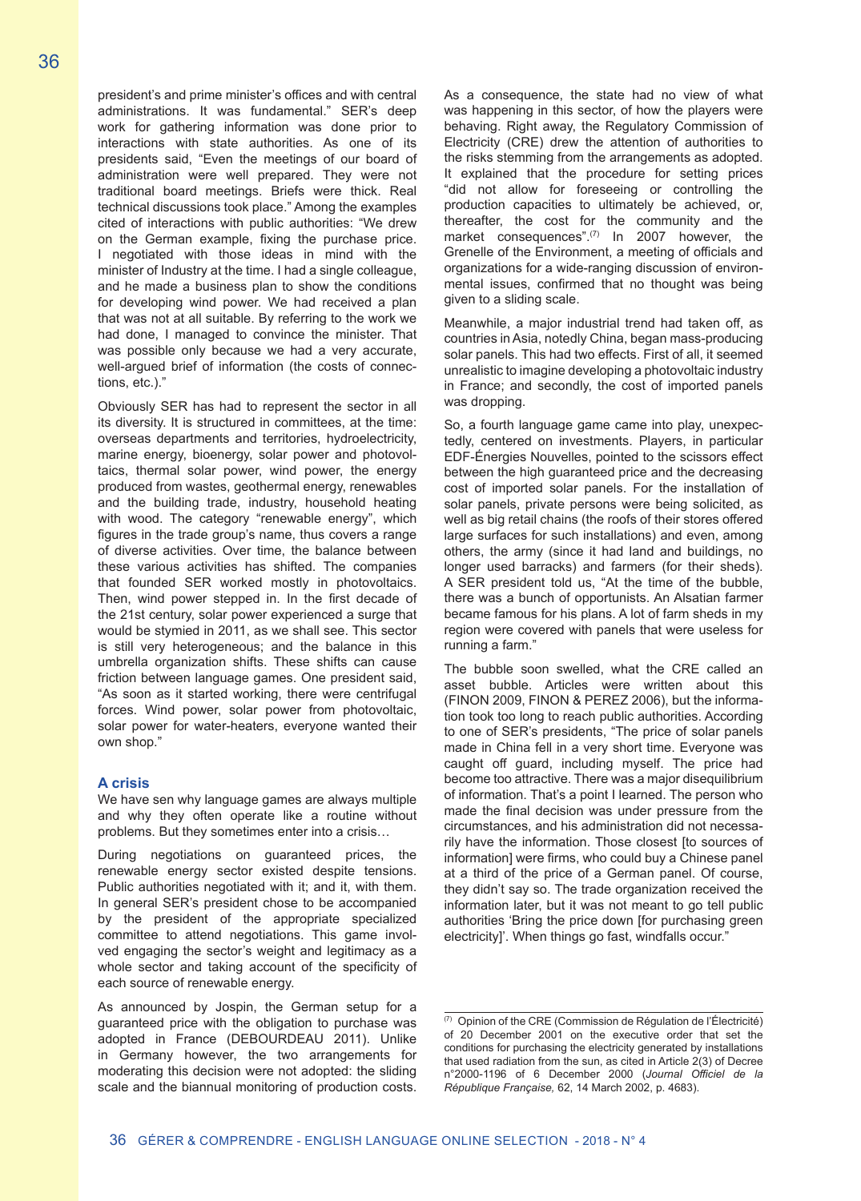president's and prime minister's offices and with central administrations. It was fundamental." SER's deep work for gathering information was done prior to interactions with state authorities. As one of its presidents said, "Even the meetings of our board of administration were well prepared. They were not traditional board meetings. Briefs were thick. Real technical discussions took place." Among the examples cited of interactions with public authorities: "We drew on the German example, fixing the purchase price. I negotiated with those ideas in mind with the minister of Industry at the time. I had a single colleague, and he made a business plan to show the conditions for developing wind power. We had received a plan that was not at all suitable. By referring to the work we had done, I managed to convince the minister. That was possible only because we had a very accurate, well-argued brief of information (the costs of connections, etc.)."

Obviously SER has had to represent the sector in all its diversity. It is structured in committees, at the time: overseas departments and territories, hydroelectricity, marine energy, bioenergy, solar power and photovoltaics, thermal solar power, wind power, the energy produced from wastes, geothermal energy, renewables and the building trade, industry, household heating with wood. The category "renewable energy", which figures in the trade group's name, thus covers a range of diverse activities. Over time, the balance between these various activities has shifted. The companies that founded SER worked mostly in photovoltaics. Then, wind power stepped in. In the first decade of the 21st century, solar power experienced a surge that would be stymied in 2011, as we shall see. This sector is still very heterogeneous; and the balance in this umbrella organization shifts. These shifts can cause friction between language games. One president said, "As soon as it started working, there were centrifugal forces. Wind power, solar power from photovoltaic, solar power for water-heaters, everyone wanted their own shop."

### A crisis

We have sen why language games are always multiple and why they often operate like a routine without problems. But they sometimes enter into a crisis…

During negotiations on guaranteed prices, the renewable energy sector existed despite tensions. Public authorities negotiated with it; and it, with them. In general SER's president chose to be accompanied by the president of the appropriate specialized committee to attend negotiations. This game involved engaging the sector's weight and legitimacy as a whole sector and taking account of the specificity of each source of renewable energy.

As announced by Jospin, the German setup for a guaranteed price with the obligation to purchase was adopted in France (DEBOURDEAU 2011). Unlike in Germany however, the two arrangements for moderating this decision were not adopted: the sliding scale and the biannual monitoring of production costs. As a consequence, the state had no view of what was happening in this sector, of how the players were behaving. Right away, the Regulatory Commission of Electricity (CRE) drew the attention of authorities to the risks stemming from the arrangements as adopted. It explained that the procedure for setting prices "did not allow for foreseeing or controlling the production capacities to ultimately be achieved, or, thereafter, the cost for the community and the market consequences".(7) In 2007 however, the Grenelle of the Environment, a meeting of officials and organizations for a wide-ranging discussion of environmental issues, confirmed that no thought was being given to a sliding scale.

Meanwhile, a major industrial trend had taken off, as countries in Asia, notedly China, began mass-producing solar panels. This had two effects. First of all, it seemed unrealistic to imagine developing a photovoltaic industry in France; and secondly, the cost of imported panels was dropping.

So, a fourth language game came into play, unexpectedly, centered on investments. Players, in particular EDF-Énergies Nouvelles, pointed to the scissors effect between the high guaranteed price and the decreasing cost of imported solar panels. For the installation of solar panels, private persons were being solicited, as well as big retail chains (the roofs of their stores offered large surfaces for such installations) and even, among others, the army (since it had land and buildings, no longer used barracks) and farmers (for their sheds). A SER president told us, "At the time of the bubble, there was a bunch of opportunists. An Alsatian farmer became famous for his plans. A lot of farm sheds in my region were covered with panels that were useless for running a farm."

The bubble soon swelled, what the CRE called an asset bubble. Articles were written about this (FINON 2009, FINON & PEREZ 2006), but the information took too long to reach public authorities. According to one of SER's presidents, "The price of solar panels made in China fell in a very short time. Everyone was caught off guard, including myself. The price had become too attractive. There was a major disequilibrium of information. That's a point I learned. The person who made the final decision was under pressure from the circumstances, and his administration did not necessarily have the information. Those closest [to sources of information] were firms, who could buy a Chinese panel at a third of the price of a German panel. Of course, they didn't say so. The trade organization received the information later, but it was not meant to go tell public authorities 'Bring the price down [for purchasing green electricity]'. When things go fast, windfalls occur."

---

(7) Opinion of the CRE (Commission de Régulation de l'Électricité) of 20 December 2001 on the executive order that set the conditions for purchasing the electricity generated by installations that used radiation from the sun, as cited in Article 2(3) of Decree n°2000-1196 of 6 December 2000 (*Journal Officiel de la République Française*, 62, 14 March 2002, p. 4683).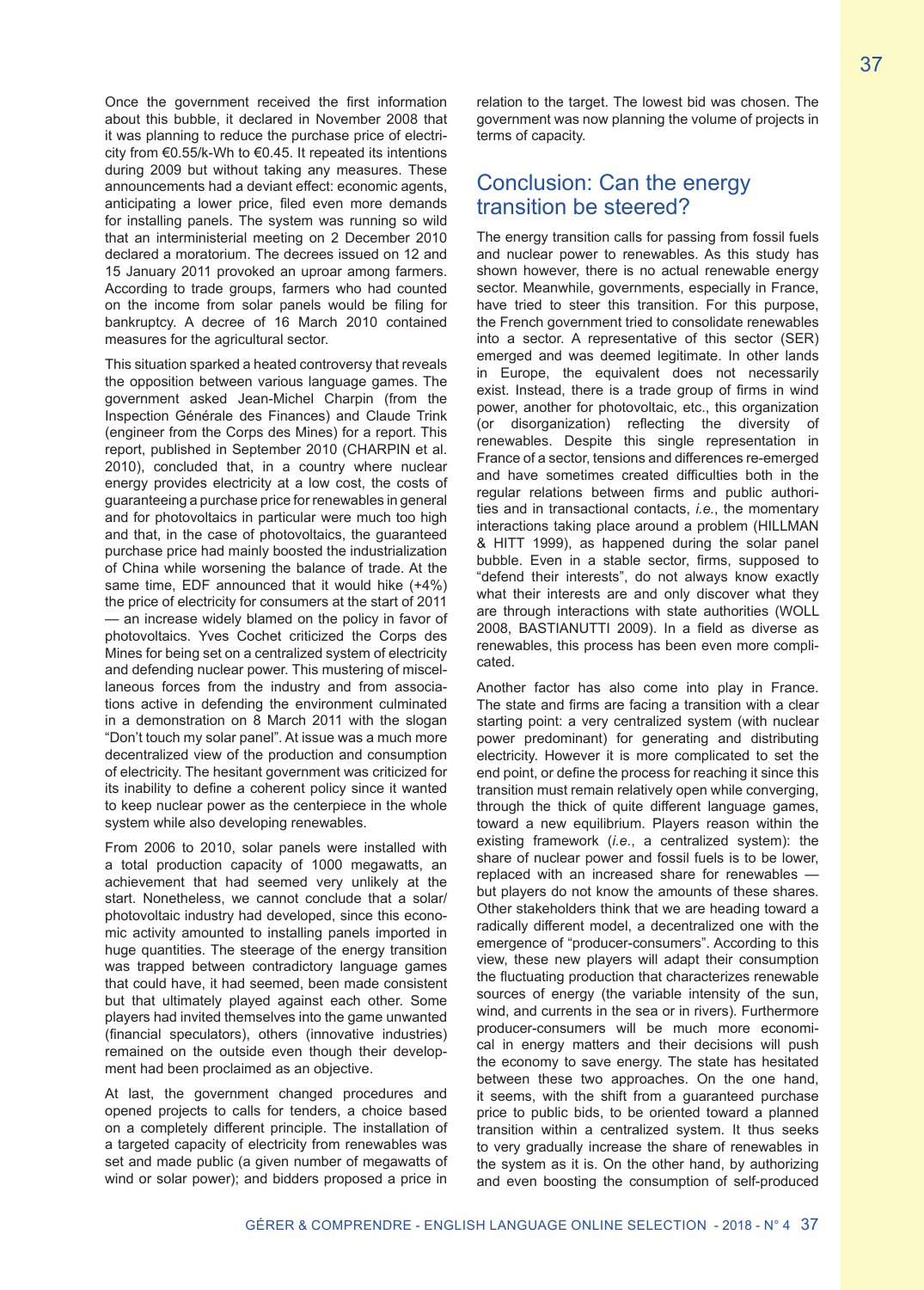Once the government received the first information about this bubble, it declared in November 2008 that it was planning to reduce the purchase price of electricity from €0.55/k-Wh to €0.45. It repeated its intentions during 2009 but without taking any measures. These announcements had a deviant effect: economic agents, anticipating a lower price, filed even more demands for installing panels. The system was running so wild that an interministerial meeting on 2 December 2010 declared a moratorium. The decrees issued on 12 and 15 January 2011 provoked an uproar among farmers. According to trade groups, farmers who had counted on the income from solar panels would be filing for bankruptcy. A decree of 16 March 2010 contained measures for the agricultural sector.

This situation sparked a heated controversy that reveals the opposition between various language games. The government asked Jean-Michel Charpin (from the Inspection Générale des Finances) and Claude Trink (engineer from the Corps des Mines) for a report. This report, published in September 2010 (CHARPIN et al. 2010), concluded that, in a country where nuclear energy provides electricity at a low cost, the costs of guaranteeing a purchase price for renewables in general and for photovoltaics in particular were much too high and that, in the case of photovoltaics, the guaranteed purchase price had mainly boosted the industrialization of China while worsening the balance of trade. At the same time, EDF announced that it would hike (+4%) the price of electricity for consumers at the start of 2011 — an increase widely blamed on the policy in favor of photovoltaics. Yves Cochet criticized the Corps des Mines for being set on a centralized system of electricity and defending nuclear power. This mustering of miscellaneous forces from the industry and from associations active in defending the environment culminated in a demonstration on 8 March 2011 with the slogan "Don't touch my solar panel". At issue was a much more decentralized view of the production and consumption of electricity. The hesitant government was criticized for its inability to define a coherent policy since it wanted to keep nuclear power as the centerpiece in the whole system while also developing renewables.

From 2006 to 2010, solar panels were installed with a total production capacity of 1000 megawatts, an achievement that had seemed very unlikely at the start. Nonetheless, we cannot conclude that a solar/photovoltaic industry had developed, since this economic activity amounted to installing panels imported in huge quantities. The steerage of the energy transition was trapped between contradictory language games that could have, it had seemed, been made consistent but that ultimately played against each other. Some players had invited themselves into the game unwanted (financial speculators), others (innovative industries) remained on the outside even though their development had been proclaimed as an objective.

At last, the government changed procedures and opened projects to calls for tenders, a choice based on a completely different principle. The installation of a targeted capacity of electricity from renewables was set and made public (a given number of megawatts of wind or solar power); and bidders proposed a price in relation to the target. The lowest bid was chosen. The government was now planning the volume of projects in terms of capacity.

## Conclusion: Can the energy transition be steered?

The energy transition calls for passing from fossil fuels and nuclear power to renewables. As this study has shown however, there is no actual renewable energy sector. Meanwhile, governments, especially in France, have tried to steer this transition. For this purpose, the French government tried to consolidate renewables into a sector. A representative of this sector (SER) emerged and was deemed legitimate. In other lands in Europe, the equivalent does not necessarily exist. Instead, there is a trade group of firms in wind power, another for photovoltaic, etc., this organization (or disorganization) reflecting the diversity of renewables. Despite this single representation in France of a sector, tensions and differences re-emerged and have sometimes created difficulties both in the regular relations between firms and public authorities and in transactional contacts, *i.e.*, the momentary interactions taking place around a problem (HILLMAN & HITT 1999), as happened during the solar panel bubble. Even in a stable sector, firms, supposed to "defend their interests", do not always know exactly what their interests are and only discover what they are through interactions with state authorities (WOLL 2008, BASTIANUTTI 2009). In a field as diverse as renewables, this process has been even more complicated.

Another factor has also come into play in France. The state and firms are facing a transition with a clear starting point: a very centralized system (with nuclear power predominant) for generating and distributing electricity. However it is more complicated to set the end point, or define the process for reaching it since this transition must remain relatively open while converging, through the thick of quite different language games, toward a new equilibrium. Players reason within the existing framework (*i.e.*, a centralized system): the share of nuclear power and fossil fuels is to be lower, replaced with an increased share for renewables — but players do not know the amounts of these shares. Other stakeholders think that we are heading toward a radically different model, a decentralized one with the emergence of "producer-consumers". According to this view, these new players will adapt their consumption the fluctuating production that characterizes renewable sources of energy (the variable intensity of the sun, wind, and currents in the sea or in rivers). Furthermore producer-consumers will be much more economical in energy matters and their decisions will push the economy to save energy. The state has hesitated between these two approaches. On the one hand, it seems, with the shift from a guaranteed purchase price to public bids, to be oriented toward a planned transition within a centralized system. It thus seeks to very gradually increase the share of renewables in the system as it is. On the other hand, by authorizing and even boosting the consumption of self-produced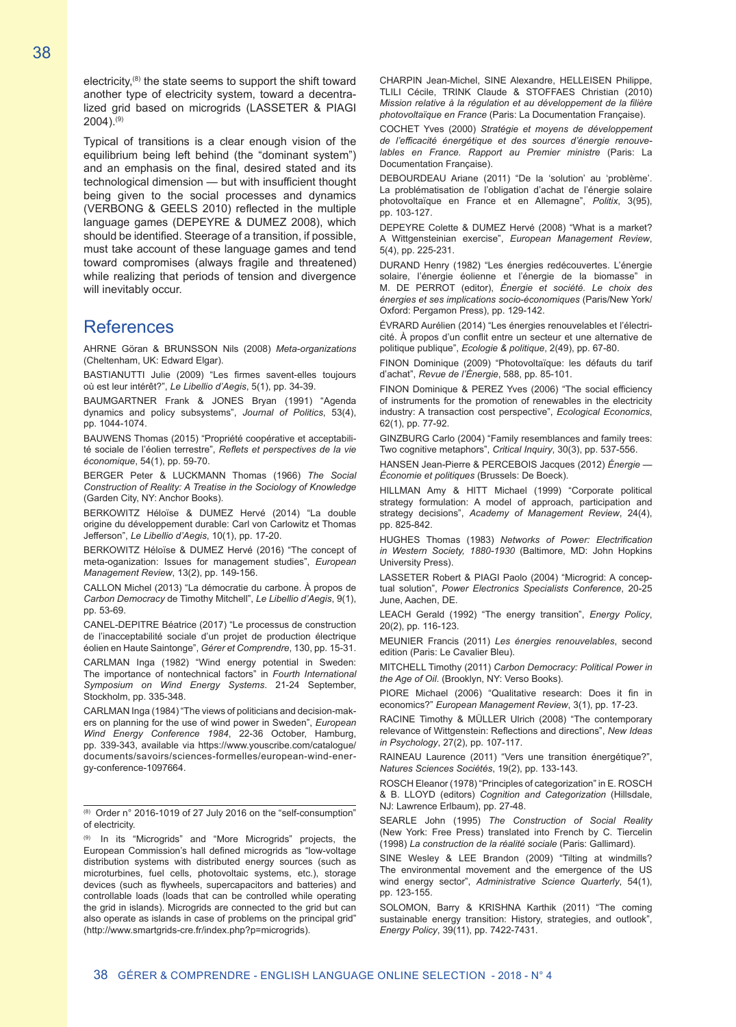electricity,[8] the state seems to support the shift toward another type of electricity system, toward a decentralized grid based on microgrids (LASSETER & PIAGI 2004).[9]

Typical of transitions is a clear enough vision of the equilibrium being left behind (the "dominant system") and an emphasis on the final, desired stated and its technological dimension — but with insufficient thought being given to the social processes and dynamics (VERBONG & GEELS 2010) reflected in the multiple language games (DEPEYRE & DUMEZ 2008), which should be identified. Steerage of a transition, if possible, must take account of these language games and tend toward compromises (always fragile and threatened) while realizing that periods of tension and divergence will inevitably occur.

## References

AHRNE Göran & BRUNSSON Nils (2008) *Meta-organizations* (Cheltenham, UK: Edward Elgar).

BASTIANUTTI Julie (2009) "Les firmes savent-elles toujours où est leur intérêt?", *Le Libellio d'Aegis*, 5(1), pp. 34-39.

BAUMGARTNER Frank & JONES Bryan (1991) "Agenda dynamics and policy subsystems", *Journal of Politics*, 53(4), pp. 1044-1074.

BAUWENS Thomas (2015) "Propriété coopérative et acceptabilité sociale de l'éolien terrestre", *Reflets et perspectives de la vie économique*, 54(1), pp. 59-70.

BERGER Peter & LUCKMANN Thomas (1966) *The Social Construction of Reality: A Treatise in the Sociology of Knowledge* (Garden City, NY: Anchor Books).

BERKOWITZ Héloïse & DUMEZ Hervé (2014) "La double origine du développement durable: Carl von Carlowitz et Thomas Jefferson", *Le Libellio d'Aegis*, 10(1), pp. 17-20.

BERKOWITZ Héloïse & DUMEZ Hervé (2016) "The concept of meta-organization: Issues for management studies", *European Management Review*, 13(2), pp. 149-156.

CALLON Michel (2013) "La démocratie du carbone. À propos de *Carbon Democracy* de Timothy Mitchell", *Le Libellio d'Aegis*, 9(1), pp. 53-69.

CANEL-DEPITRE Béatrice (2017) "Le processus de construction de l'inacceptabilité sociale d'un projet de production électrique éolien en Haute Saintonge", *Gérer et Comprendre*, 130, pp. 15-31.

CARLMAN Inga (1982) "Wind energy potential in Sweden: The importance of nontechnical factors" in *Fourth International Symposium on Wind Energy Systems*. 21-24 September, Stockholm, pp. 335-348.

CARLMAN Inga (1984) "The views of politicians and decision-makers on planning for the use of wind power in Sweden", *European Wind Energy Conference 1984*, 22-36 October, Hamburg, pp. 339-343, available via https://www.youscribe.com/catalogue/documents/savoirs/sciences-formelles/european-wind-energy-conference-1097664.

CHARPIN Jean-Michel, SINE Alexandre, HELLEISEN Philippe, TLILI Cécile, TRINK Claude & STOFFAES Christian (2010) *Mission relative à la régulation et au développement de la filière photovoltaïque en France* (Paris: La Documentation Française).

COCHET Yves (2000) *Stratégie et moyens de développement de l'efficacité énergétique et des sources d'énergie renouvelables en France. Rapport au Premier ministre* (Paris: La Documentation Française).

DEBOURDEAU Ariane (2011) "De la 'solution' au 'problème'. La problématisation de l'obligation d'achat de l'énergie solaire photovoltaïque en France et en Allemagne", *Politix*, 3(95), pp. 103-127.

DEPEYRE Colette & DUMEZ Hervé (2008) "What is a market? A Wittgensteinian exercise", *European Management Review*, 5(4), pp. 225-231.

DURAND Henry (1982) "Les énergies redécouvertes. L'énergie solaire, l'énergie éolienne et l'énergie de la biomasse" in M. DE PERROT (editor), *Énergie et société. Le choix des énergies et ses implications socio-économiques* (Paris/New York/Oxford: Pergamon Press), pp. 129-142.

ÉVRARD Aurélien (2014) "Les énergies renouvelables et l'électricité. À propos d'un conflit entre un secteur et une alternative de politique publique", *Ecologie & politique*, 2(49), pp. 67-80.

FINON Dominique (2009) "Photovoltaïque: les défauts du tarif d'achat", *Revue de l'Énergie*, 588, pp. 85-101.

FINON Dominique & PEREZ Yves (2006) "The social efficiency of instruments for the promotion of renewables in the electricity industry: A transaction cost perspective", *Ecological Economics*, 62(1), pp. 77-92.

GINZBURG Carlo (2004) "Family resemblances and family trees: Two cognitive metaphors", *Critical Inquiry*, 30(3), pp. 537-556.

HANSEN Jean-Pierre & PERCEBOIS Jacques (2012) *Énergie — Économie et politiques* (Brussels: De Boeck).

HILLMAN Amy & HITT Michael (1999) "Corporate political strategy formulation: A model of approach, participation and strategy decisions", *Academy of Management Review*, 24(4), pp. 825-842.

HUGHES Thomas (1983) *Networks of Power: Electrification in Western Society, 1880-1930* (Baltimore, MD: John Hopkins University Press).

LASSETER Robert & PIAGI Paolo (2004) "Microgrid: A conceptual solution", *Power Electronics Specialists Conference*, 20-25 June, Aachen, DE.

LEACH Gerald (1992) "The energy transition", *Energy Policy*, 20(2), pp. 116-123.

MEUNIER Francis (2011) *Les énergies renouvelables*, second edition (Paris: Le Cavalier Bleu).

MITCHELL Timothy (2011) *Carbon Democracy: Political Power in the Age of Oil.* (Brooklyn, NY: Verso Books).

PIORE Michael (2006) "Qualitative research: Does it fin in economics?" *European Management Review*, 3(1), pp. 17-23.

RACINE Timothy & MÜLLER Ulrich (2008) "The contemporary relevance of Wittgenstein: Reflections and directions", *New Ideas in Psychology*, 27(2), pp. 107-117.

RAINEAU Laurence (2011) "Vers une transition énergétique?", *Natures Sciences Sociétés*, 19(2), pp. 133-143.

ROSCH Eleanor (1978) "Principles of categorization" in E. ROSCH & B. LLOYD (editors) *Cognition and Categorization* (Hillsdale, NJ: Lawrence Erlbaum), pp. 27-48.

SEARLE John (1995) *The Construction of Social Reality* (New York: Free Press) translated into French by C. Tiercelin (1998) *La construction de la réalité sociale* (Paris: Gallimard).

SINE Wesley & LEE Brandon (2009) "Tilting at windmills? The environmental movement and the emergence of the US wind energy sector", *Administrative Science Quarterly*, 54(1), pp. 123-155.

SOLOMON, Barry & KRISHNA Karthik (2011) "The coming sustainable energy transition: History, strategies, and outlook", *Energy Policy*, 39(11), pp. 7422-7431.

---

[8] Order n° 2016-1019 of 27 July 2016 on the "self-consumption" of electricity.

[9] In its "Microgrids" and "More Microgrids" projects, the European Commission's hall defined microgrids as "low-voltage distribution systems with distributed energy sources (such as microturbines, fuel cells, photovoltaic systems, etc.), storage devices (such as flywheels, supercapacitors and batteries) and controllable loads (loads that can be controlled while operating the grid in islands). Microgrids are connected to the grid but can also operate as islands in case of problems on the principal grid" (http://www.smartgrids-cre.fr/index.php?p=microgrids).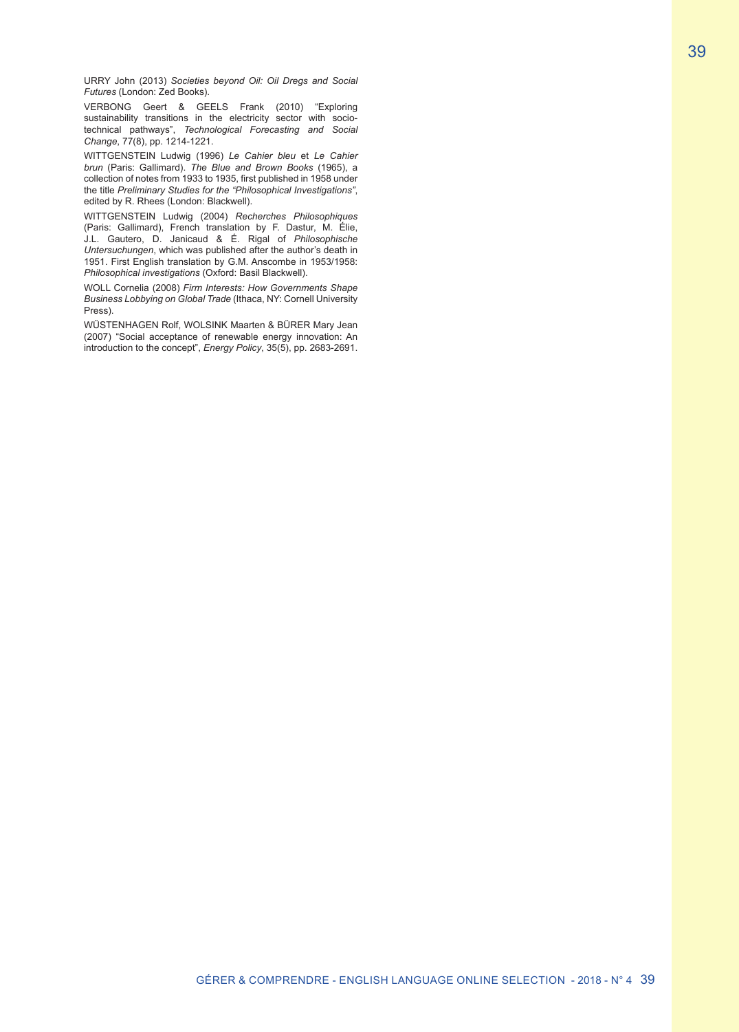URRY John (2013) *Societies beyond Oil: Oil Dregs and Social Futures* (London: Zed Books).

VERBONG Geert & GEELS Frank (2010) "Exploring sustainability transitions in the electricity sector with socio-technical pathways", *Technological Forecasting and Social Change*, 77(8), pp. 1214-1221.

WITTGENSTEIN Ludwig (1996) *Le Cahier bleu* et *Le Cahier brun* (Paris: Gallimard). *The Blue and Brown Books* (1965), a collection of notes from 1933 to 1935, first published in 1958 under the title *Preliminary Studies for the "Philosophical Investigations"*, edited by R. Rhees (London: Blackwell).

WITTGENSTEIN Ludwig (2004) *Recherches Philosophiques* (Paris: Gallimard), French translation by F. Dastur, M. Élie, J.L. Gautero, D. Janicaud & É. Rigal of *Philosophische Untersuchungen*, which was published after the author's death in 1951. First English translation by G.M. Anscombe in 1953/1958: *Philosophical investigations* (Oxford: Basil Blackwell).

WOLL Cornelia (2008) *Firm Interests: How Governments Shape Business Lobbying on Global Trade* (Ithaca, NY: Cornell University Press).

WÜSTENHAGEN Rolf, WOLSINK Maarten & BÜRER Mary Jean (2007) "Social acceptance of renewable energy innovation: An introduction to the concept", *Energy Policy*, 35(5), pp. 2683-2691.